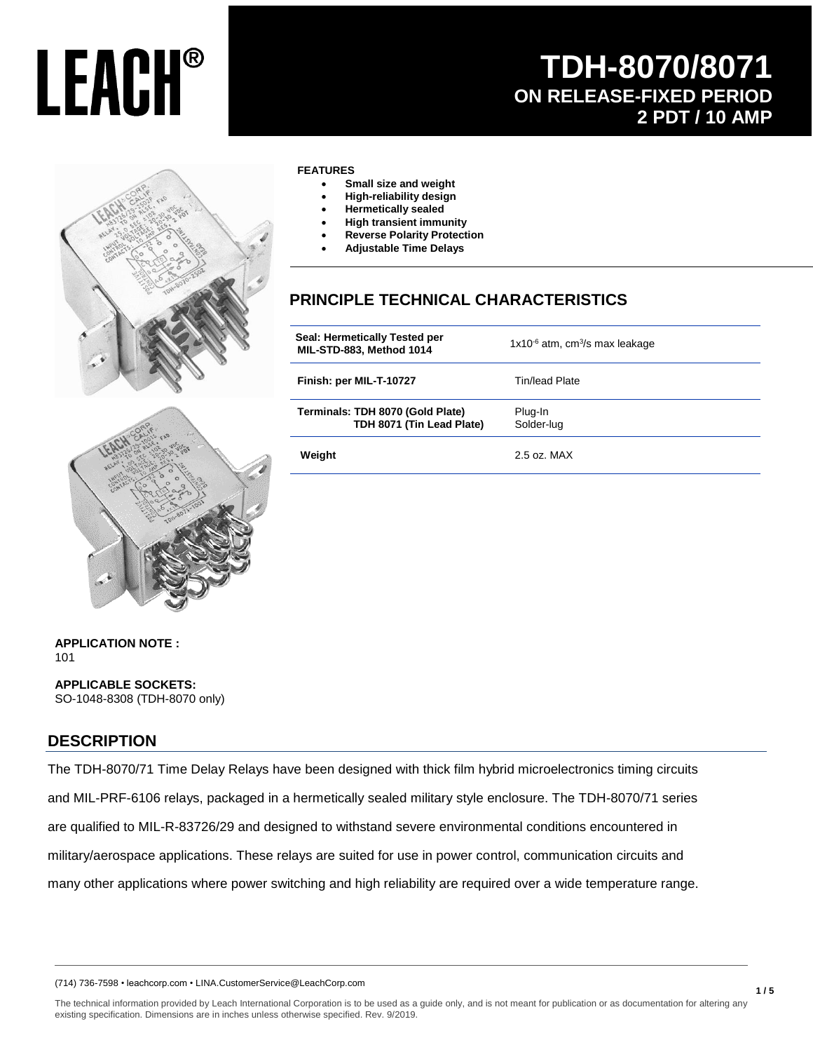LEACH®

# TDH-8070/8071

## ON RELEASE-FIXED PERIOD

## 2 PDT / 10 AMP

**FEATURES**

- **Small size and weight**
- **High-reliability design**
- **Hermetically sealed**
- **High transient immunity**
- **Reverse Polarity Protection**
- **Adjustable Time Delays**

## PRINCIPLE TECHNICAL CHARACTERISTICS

| | |
|---|---|
| **Seal: Hermetically Tested per MIL-STD-883, Method 1014** | $1x10^{-6}$ atm, $cm^3/s$ max leakage |
| **Finish: per MIL-T-10727** | Tin/lead Plate |
| **Terminals: TDH 8070 (Gold Plate)** <br> **TDH 8071 (Tin Lead Plate)** | Plug-In <br> Solder-lug |
| **Weight** | 2.5 oz. MAX |

**APPLICATION NOTE :**
101

**APPLICABLE SOCKETS:**
SO-1048-8308 (TDH-8070 only)

## DESCRIPTION

The TDH-8070/71 Time Delay Relays have been designed with thick film hybrid microelectronics timing circuits and MIL-PRF-6106 relays, packaged in a hermetically sealed military style enclosure. The TDH-8070/71 series are qualified to MIL-R-83726/29 and designed to withstand severe environmental conditions encountered in military/aerospace applications. These relays are suited for use in power control, communication circuits and many other applications where power switching and high reliability are required over a wide temperature range.

(714) 736-7598 • leachcorp.com • LINA.CustomerService@LeachCorp.com

The technical information provided by Leach International Corporation is to be used as a guide only, and is not meant for publication or as documentation for altering any existing specification. Dimensions are in inches unless otherwise specified. Rev. 9/2019.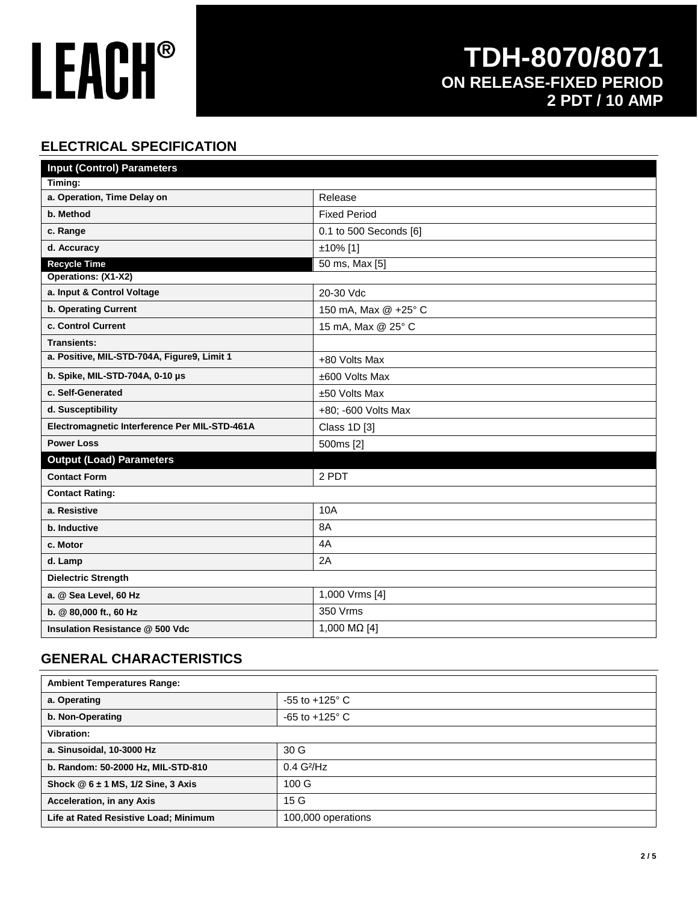# LEACH®

## TDH-8070/8071
### ON RELEASE-FIXED PERIOD
### 2 PDT / 10 AMP

## ELECTRICAL SPECIFICATION

| Input (Control) Parameters | |
|---|---|
| **Timing:** | |
| **a. Operation, Time Delay on** | Release |
| **b. Method** | Fixed Period |
| **c. Range** | 0.1 to 500 Seconds [6] |
| **d. Accuracy** | ±10% [1] |
| **Recycle Time** | 50 ms, Max [5] |
| **Operations: (X1-X2)** | |
| **a. Input & Control Voltage** | 20-30 Vdc |
| **b. Operating Current** | 150 mA, Max @ +25° C |
| **c. Control Current** | 15 mA, Max @ 25° C |
| **Transients:** | |
| **a. Positive, MIL-STD-704A, Figure9, Limit 1** | +80 Volts Max |
| **b. Spike, MIL-STD-704A, 0-10 µs** | ±600 Volts Max |
| **c. Self-Generated** | ±50 Volts Max |
| **d. Susceptibility** | +80; -600 Volts Max |
| **Electromagnetic Interference Per MIL-STD-461A** | Class 1D [3] |
| **Power Loss** | 500ms [2] |
| **Output (Load) Parameters** | |
| **Contact Form** | 2 PDT |
| **Contact Rating:** | |
| **a. Resistive** | 10A |
| **b. Inductive** | 8A |
| **c. Motor** | 4A |
| **d. Lamp** | 2A |
| **Dielectric Strength** | |
| **a. @ Sea Level, 60 Hz** | 1,000 Vrms [4] |
| **b. @ 80,000 ft., 60 Hz** | 350 Vrms |
| **Insulation Resistance @ 500 Vdc** | 1,000 MΩ [4] |

## GENERAL CHARACTERISTICS

| Ambient Temperatures Range: | |
|---|---|
| **a. Operating** | -55 to +125° C |
| **b. Non-Operating** | -65 to +125° C |
| **Vibration:** | |
| **a. Sinusoidal, 10-3000 Hz** | 30 G |
| **b. Random: 50-2000 Hz, MIL-STD-810** | 0.4 $G^2$/Hz |
| **Shock @ 6 ± 1 MS, 1/2 Sine, 3 Axis** | 100 G |
| **Acceleration, in any Axis** | 15 G |
| **Life at Rated Resistive Load; Minimum** | 100,000 operations |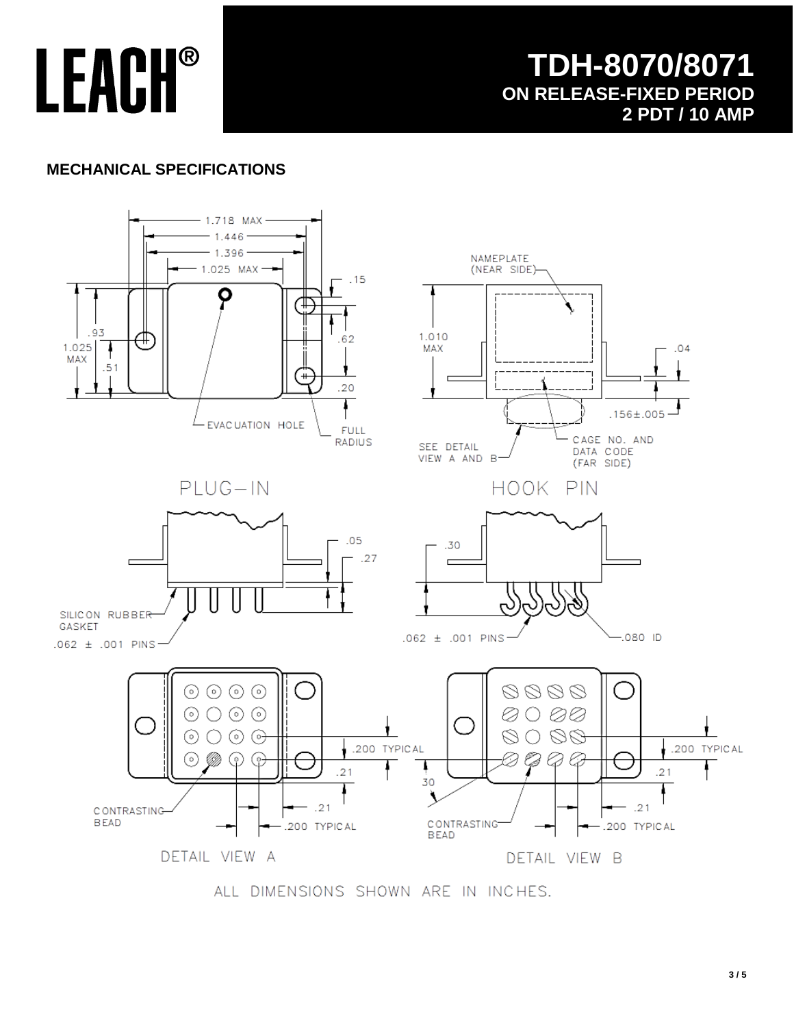LEACH®

# TDH-8070/8071
## ON RELEASE-FIXED PERIOD
## 2 PDT / 10 AMP

### MECHANICAL SPECIFICATIONS

1.718 MAX
1.446
1.396
1.025 MAX
.15
.93
1.025 MAX
.51
.62
.20
EVACUATION HOLE
FULL RADIUS

NAMEPLATE (NEAR SIDE)
1.010 MAX
.04
.156±.005
SEE DETAIL VIEW A AND B
CAGE NO. AND DATA CODE (FAR SIDE)

PLUG-IN

.05
.27
SILICON RUBBER GASKET
.062 ± .001 PINS

HOOK PIN

.30
.062 ± .001 PINS
.080 ID

.200 TYPICAL
.21
CONTRASTING BEAD
.21
.200 TYPICAL

DETAIL VIEW A

.200 TYPICAL
.21
30
CONTRASTING BEAD
.21
.200 TYPICAL

DETAIL VIEW B

ALL DIMENSIONS SHOWN ARE IN INCHES.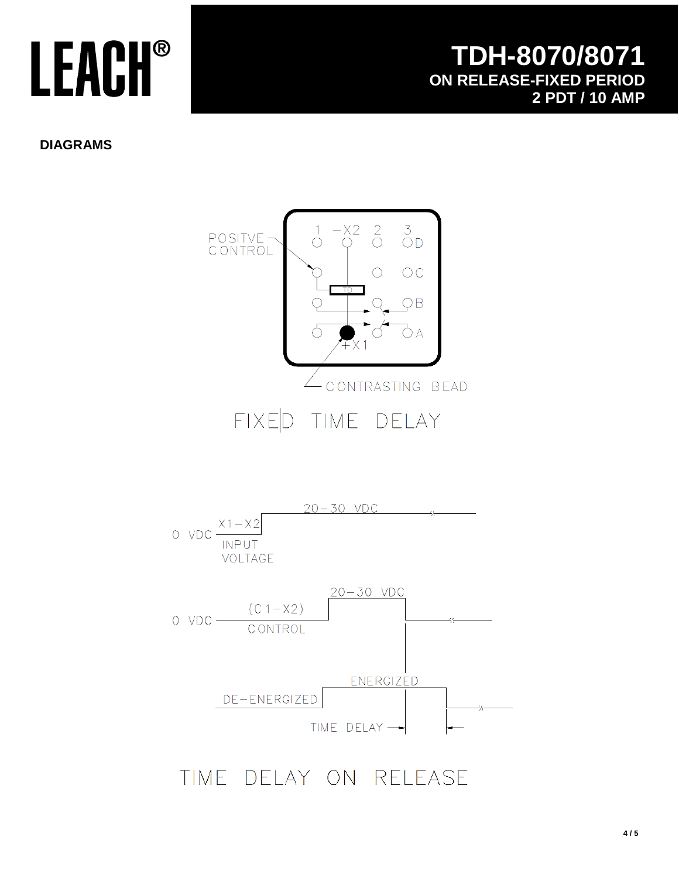# TDH-8070/8071
## ON RELEASE-FIXED PERIOD
## 2 PDT / 10 AMP

### DIAGRAMS

POSITVE CONTROL

1 −X2 2 3

D

C

B

A

+X1

CONTRASTING BEAD

FIXED TIME DELAY

0 VDC X1−X2 INPUT VOLTAGE 20−30 VDC

0 VDC (C1−X2) CONTROL 20−30 VDC

DE−ENERGIZED ENERGIZED

TIME DELAY

TIME DELAY ON RELEASE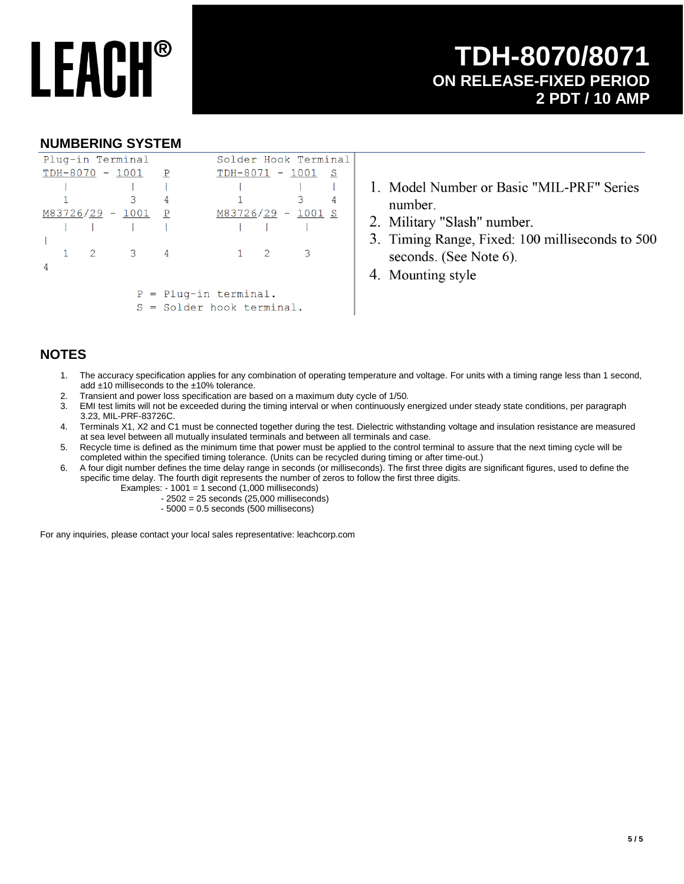# TDH-8070/8071

## ON RELEASE-FIXED PERIOD

## 2 PDT / 10 AMP

## NUMBERING SYSTEM

```
Plug-in Terminal              Solder Hook Terminal
TDH-8070 - 1001   P           TDH-8071 - 1001  S
   |           |   |              |          |   |
   1           3   4              1          3   4
M83726/29 - 1001  P           M83726/29 - 1001  S
   |    |      |   |              |    |     |
|
   1    2      3   4              1    2     3
4

             P = Plug-in terminal.
             S = Solder hook terminal.
```

1. Model Number or Basic "MIL-PRF" Series number.
2. Military "Slash" number.
3. Timing Range, Fixed: 100 milliseconds to 500 seconds. (See Note 6).
4. Mounting style

## NOTES

1. The accuracy specification applies for any combination of operating temperature and voltage. For units with a timing range less than 1 second, add ±10 milliseconds to the ±10% tolerance.
2. Transient and power loss specification are based on a maximum duty cycle of 1/50.
3. EMI test limits will not be exceeded during the timing interval or when continuously energized under steady state conditions, per paragraph 3.23, MIL-PRF-83726C.
4. Terminals X1, X2 and C1 must be connected together during the test. Dielectric withstanding voltage and insulation resistance are measured at sea level between all mutually insulated terminals and between all terminals and case.
5. Recycle time is defined as the minimum time that power must be applied to the control terminal to assure that the next timing cycle will be completed within the specified timing tolerance. (Units can be recycled during timing or after time-out.)
6. A four digit number defines the time delay range in seconds (or milliseconds). The first three digits are significant figures, used to define the specific time delay. The fourth digit represents the number of zeros to follow the first three digits.

   Examples: - 1001 = 1 second (1,000 milliseconds)
   - 2502 = 25 seconds (25,000 milliseconds)
   - 5000 = 0.5 seconds (500 millisecons)

For any inquiries, please contact your local sales representative: leachcorp.com